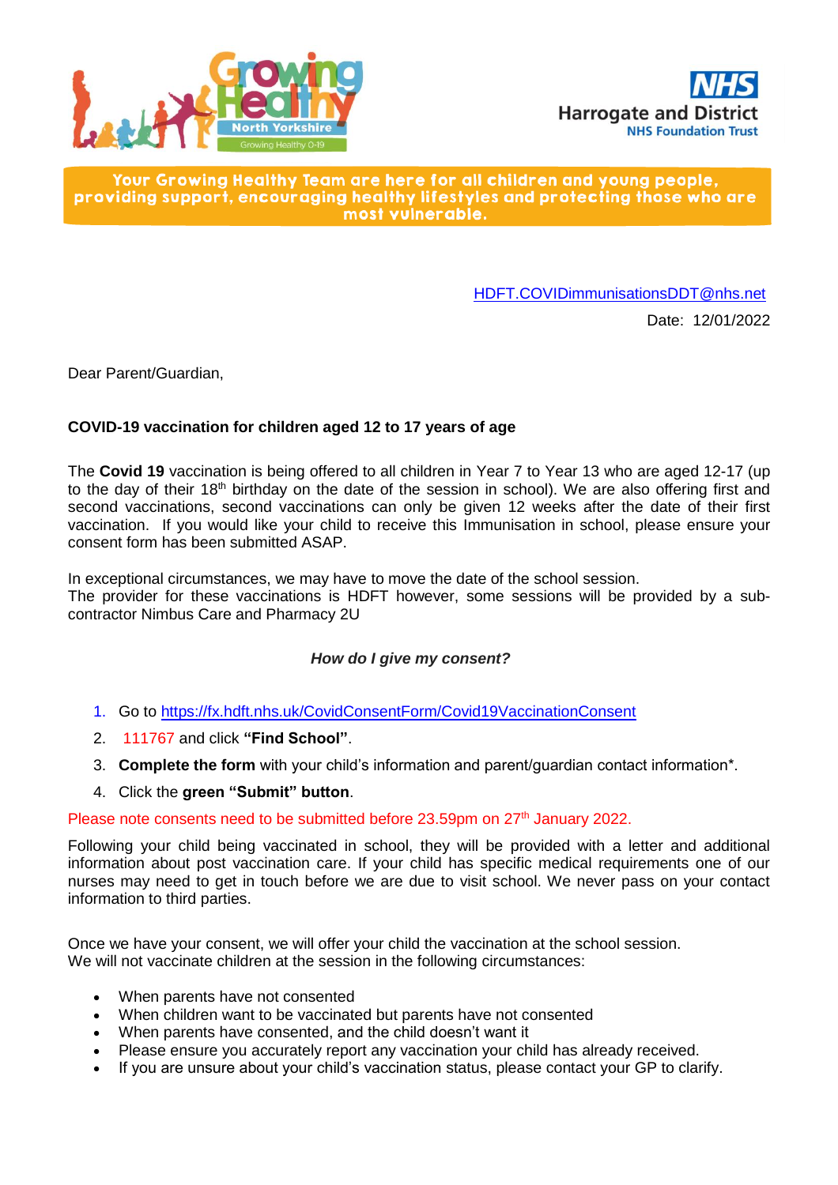Growing Healthy North Yorkshire — Growing Healthy 0-19

NHS Harrogate and District NHS Foundation Trust

**Your Growing Healthy Team are here for all children and young people, providing support, encouraging healthy lifestyles and protecting those who are most vulnerable.**

HDFT.COVIDimmunisationsDDT@nhs.net

Date: 12/01/2022

Dear Parent/Guardian,

**COVID-19 vaccination for children aged 12 to 17 years of age**

The **Covid 19** vaccination is being offered to all children in Year 7 to Year 13 who are aged 12-17 (up to the day of their 18th birthday on the date of the session in school). We are also offering first and second vaccinations, second vaccinations can only be given 12 weeks after the date of their first vaccination. If you would like your child to receive this Immunisation in school, please ensure your consent form has been submitted ASAP.

In exceptional circumstances, we may have to move the date of the school session.
The provider for these vaccinations is HDFT however, some sessions will be provided by a sub-contractor Nimbus Care and Pharmacy 2U

***How do I give my consent?***

1. Go to https://fx.hdft.nhs.uk/CovidConsentForm/Covid19VaccinationConsent
2. 111767 and click **"Find School"**.
3. **Complete the form** with your child's information and parent/guardian contact information*.
4. Click the **green "Submit" button**.

Please note consents need to be submitted before 23.59pm on 27th January 2022.

Following your child being vaccinated in school, they will be provided with a letter and additional information about post vaccination care. If your child has specific medical requirements one of our nurses may need to get in touch before we are due to visit school. We never pass on your contact information to third parties.

Once we have your consent, we will offer your child the vaccination at the school session.
We will not vaccinate children at the session in the following circumstances:

- When parents have not consented
- When children want to be vaccinated but parents have not consented
- When parents have consented, and the child doesn't want it
- Please ensure you accurately report any vaccination your child has already received.
- If you are unsure about your child's vaccination status, please contact your GP to clarify.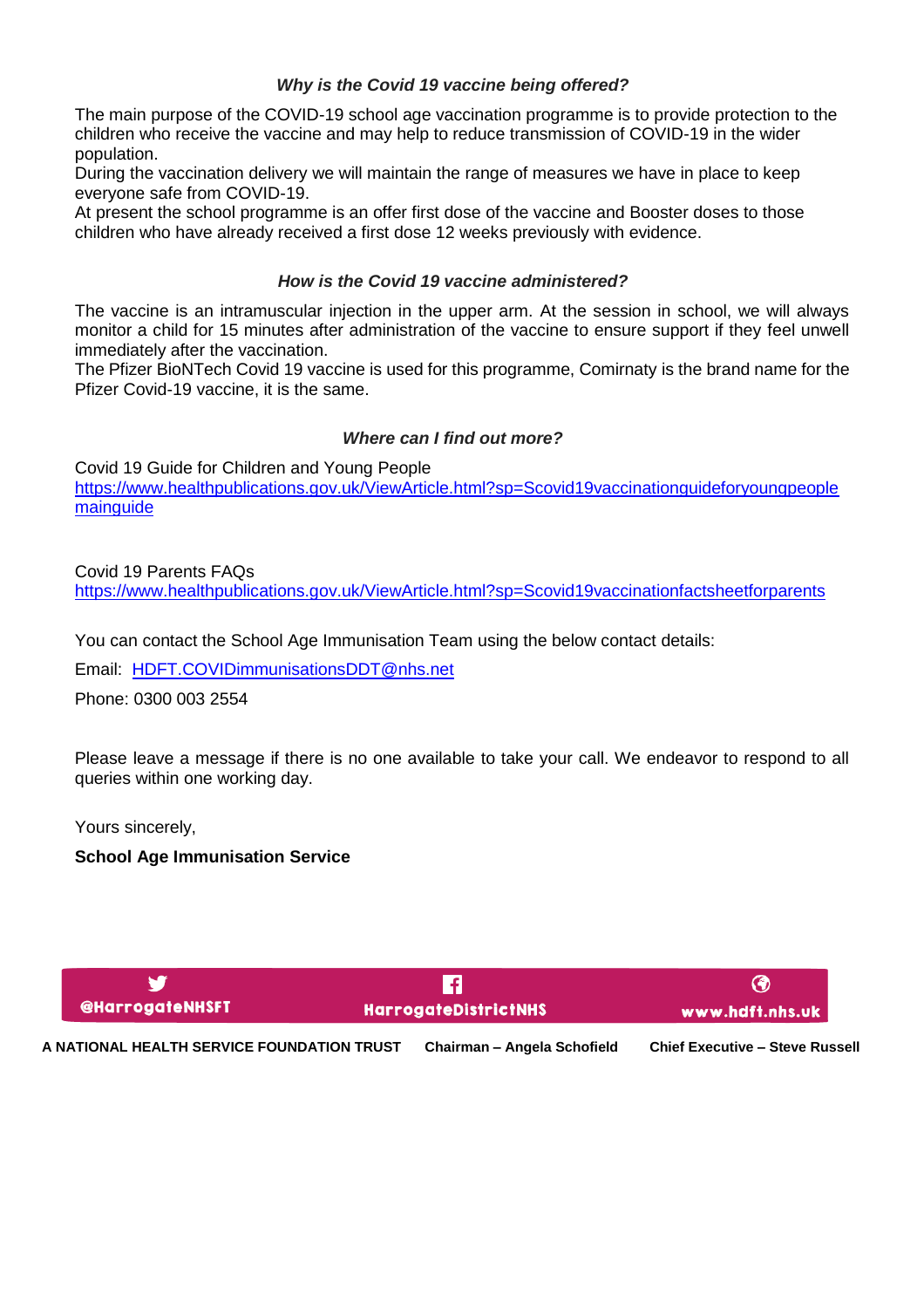### *Why is the Covid 19 vaccine being offered?*

The main purpose of the COVID-19 school age vaccination programme is to provide protection to the children who receive the vaccine and may help to reduce transmission of COVID-19 in the wider population.
During the vaccination delivery we will maintain the range of measures we have in place to keep everyone safe from COVID-19.
At present the school programme is an offer first dose of the vaccine and Booster doses to those children who have already received a first dose 12 weeks previously with evidence.

### *How is the Covid 19 vaccine administered?*

The vaccine is an intramuscular injection in the upper arm. At the session in school, we will always monitor a child for 15 minutes after administration of the vaccine to ensure support if they feel unwell immediately after the vaccination.
The Pfizer BioNTech Covid 19 vaccine is used for this programme, Comirnaty is the brand name for the Pfizer Covid-19 vaccine, it is the same.

### *Where can I find out more?*

Covid 19 Guide for Children and Young People
https://www.healthpublications.gov.uk/ViewArticle.html?sp=Scovid19vaccinationguideforyoungpeoplemainguide

Covid 19 Parents FAQs
https://www.healthpublications.gov.uk/ViewArticle.html?sp=Scovid19vaccinationfactsheetforparents

You can contact the School Age Immunisation Team using the below contact details:

Email: HDFT.COVIDimmunisationsDDT@nhs.net

Phone: 0300 003 2554

Please leave a message if there is no one available to take your call. We endeavor to respond to all queries within one working day.

Yours sincerely,

**School Age Immunisation Service**

@HarrogateNHSFT HarrogateDistrictNHS www.hdft.nhs.uk

**A NATIONAL HEALTH SERVICE FOUNDATION TRUST Chairman – Angela Schofield Chief Executive – Steve Russell**